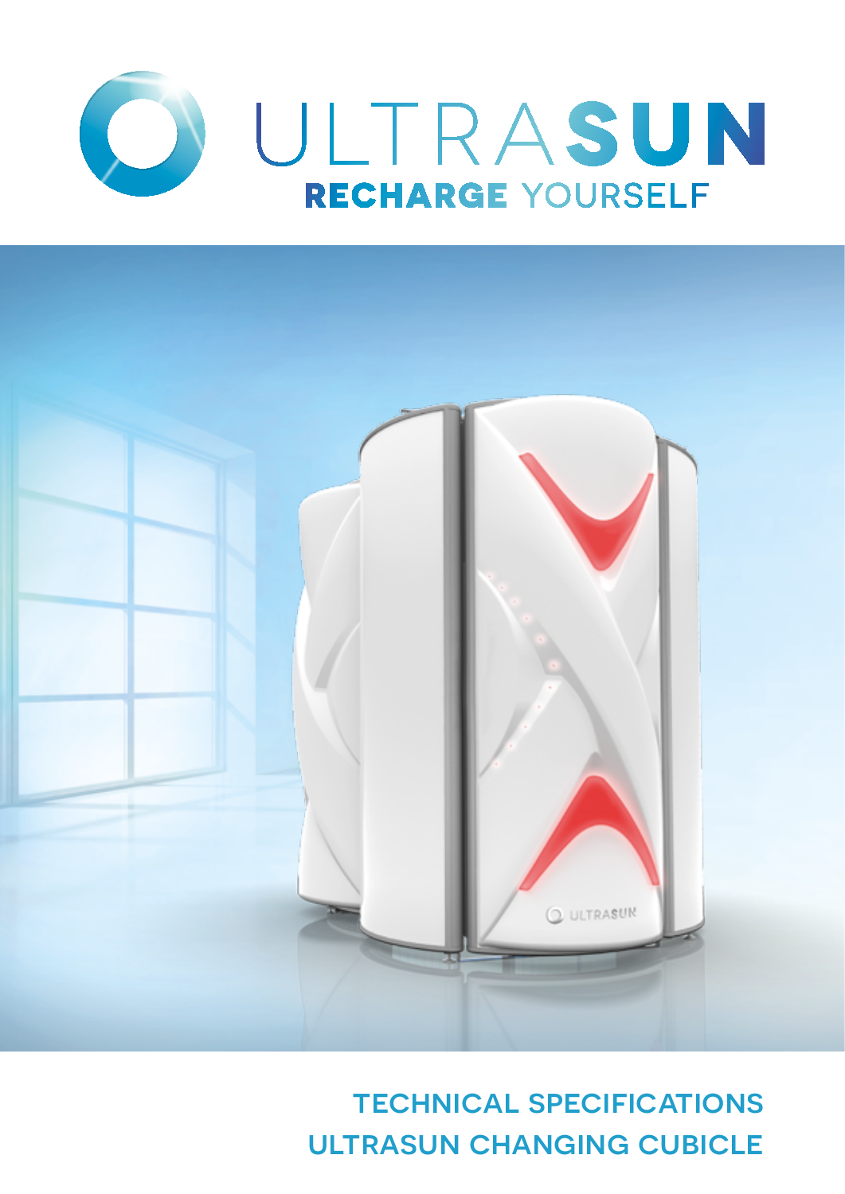# ULTRASUN

**RECHARGE YOURSELF**

## TECHNICAL SPECIFICATIONS
## ULTRASUN CHANGING CUBICLE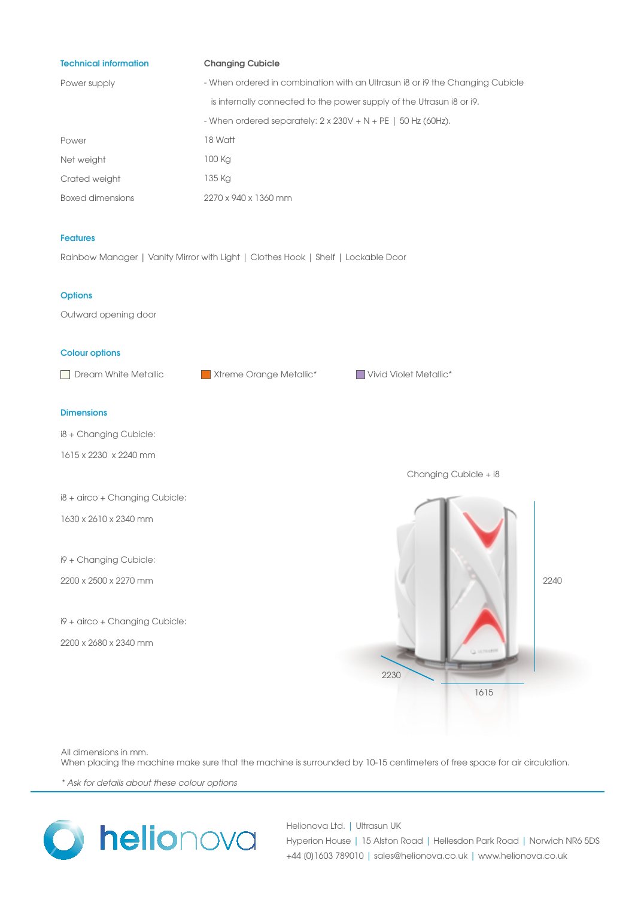| Technical information | Changing Cubicle |
|---|---|
| Power supply | - When ordered in combination with an Ultrasun i8 or i9 the Changing Cubicle is internally connected to the power supply of the Ultrasun i8 or i9.<br>- When ordered separately: 2 x 230V + N + PE \| 50 Hz (60Hz). |
| Power | 18 Watt |
| Net weight | 100 Kg |
| Crated weight | 135 Kg |
| Boxed dimensions | 2270 x 940 x 1360 mm |

### Features

Rainbow Manager | Vanity Mirror with Light | Clothes Hook | Shelf | Lockable Door

### Options

Outward opening door

### Colour options

- Dream White Metallic
- Xtreme Orange Metallic*
- Vivid Violet Metallic*

### Dimensions

i8 + Changing Cubicle:

1615 x 2230 x 2240 mm

i8 + airco + Changing Cubicle:

1630 x 2610 x 2340 mm

i9 + Changing Cubicle:

2200 x 2500 x 2270 mm

i9 + airco + Changing Cubicle:

2200 x 2680 x 2340 mm

Changing Cubicle + i8

2240

2230

1615

All dimensions in mm.
When placing the machine make sure that the machine is surrounded by 10-15 centimeters of free space for air circulation.

*\* Ask for details about these colour options*

helionova

Helionova Ltd. | Ultrasun UK
Hyperion House | 15 Alston Road | Hellesdon Park Road | Norwich NR6 5DS
+44 (0)1603 789010 | sales@helionova.co.uk | www.helionova.co.uk